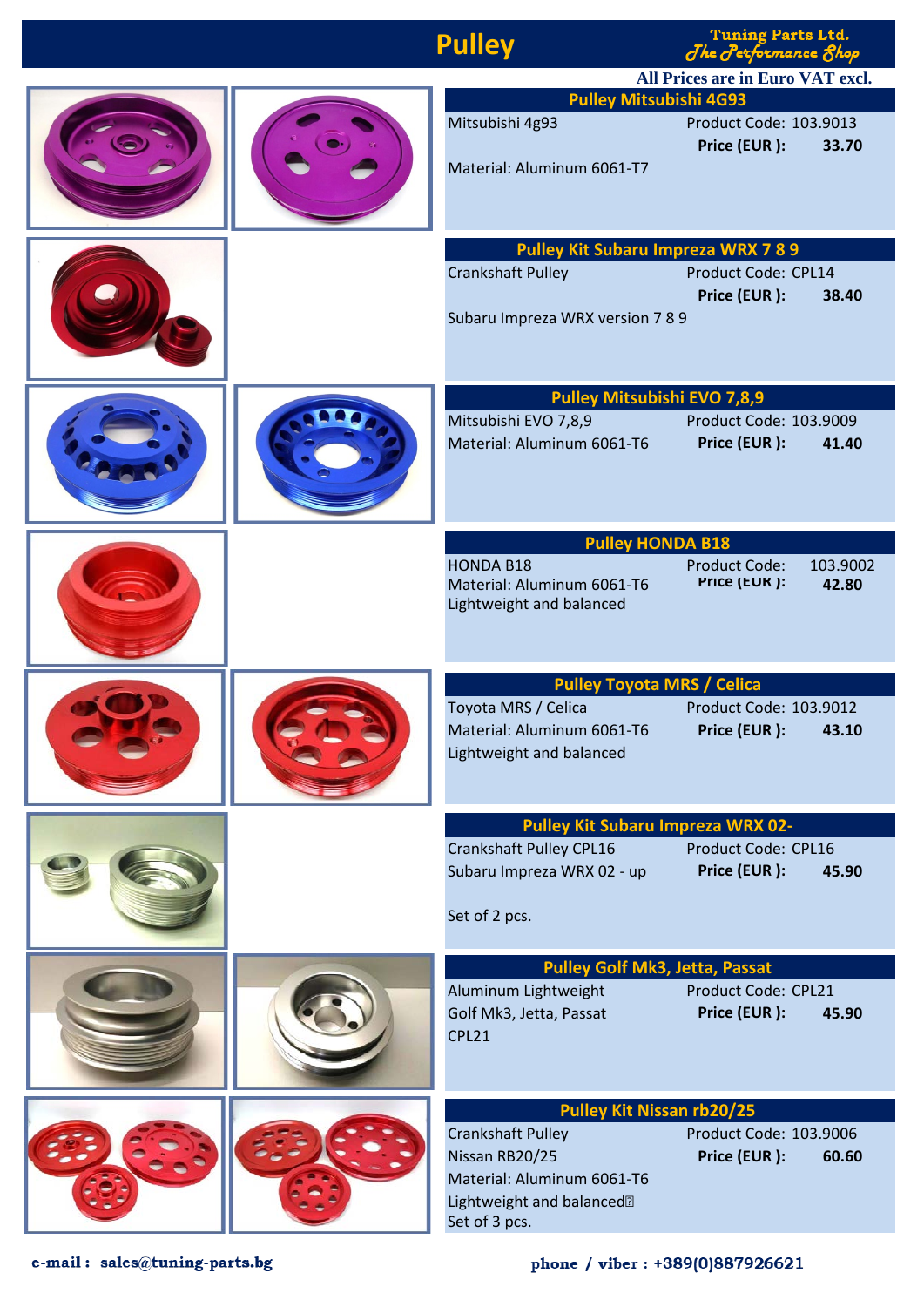# Pulley

**Tuning Parts Ltd.**
*The Performance Shop*

**All Prices are in Euro VAT excl.**

## Pulley Mitsubishi 4G93

Mitsubishi 4g93
Product Code: 103.9013
**Price (EUR ): 33.70**

Material: Aluminum 6061-T7

## Pulley Kit Subaru Impreza WRX 7 8 9

Crankshaft Pulley
Product Code: CPL14
**Price (EUR ): 38.40**

Subaru Impreza WRX version 7 8 9

## Pulley Mitsubishi EVO 7,8,9

Mitsubishi EVO 7,8,9
Product Code: 103.9009
Material: Aluminum 6061-T6
**Price (EUR ): 41.40**

## Pulley HONDA B18

HONDA B18
Product Code: 103.9002
Material: Aluminum 6061-T6
**Price (EUR ): 42.80**
Lightweight and balanced

## Pulley Toyota MRS / Celica

Toyota MRS / Celica
Product Code: 103.9012
Material: Aluminum 6061-T6
**Price (EUR ): 43.10**
Lightweight and balanced

## Pulley Kit Subaru Impreza WRX 02-

Crankshaft Pulley CPL16
Product Code: CPL16
Subaru Impreza WRX 02 - up
**Price (EUR ): 45.90**

Set of 2 pcs.

## Pulley Golf Mk3, Jetta, Passat

Aluminum Lightweight
Product Code: CPL21
Golf Mk3, Jetta, Passat
**Price (EUR ): 45.90**
CPL21

## Pulley Kit Nissan rb20/25

Crankshaft Pulley
Product Code: 103.9006
Nissan RB20/25
**Price (EUR ): 60.60**
Material: Aluminum 6061-T6
Lightweight and balanced
Set of 3 pcs.

**e-mail : sales@tuning-parts.bg**

**phone / viber : +389(0)887926621**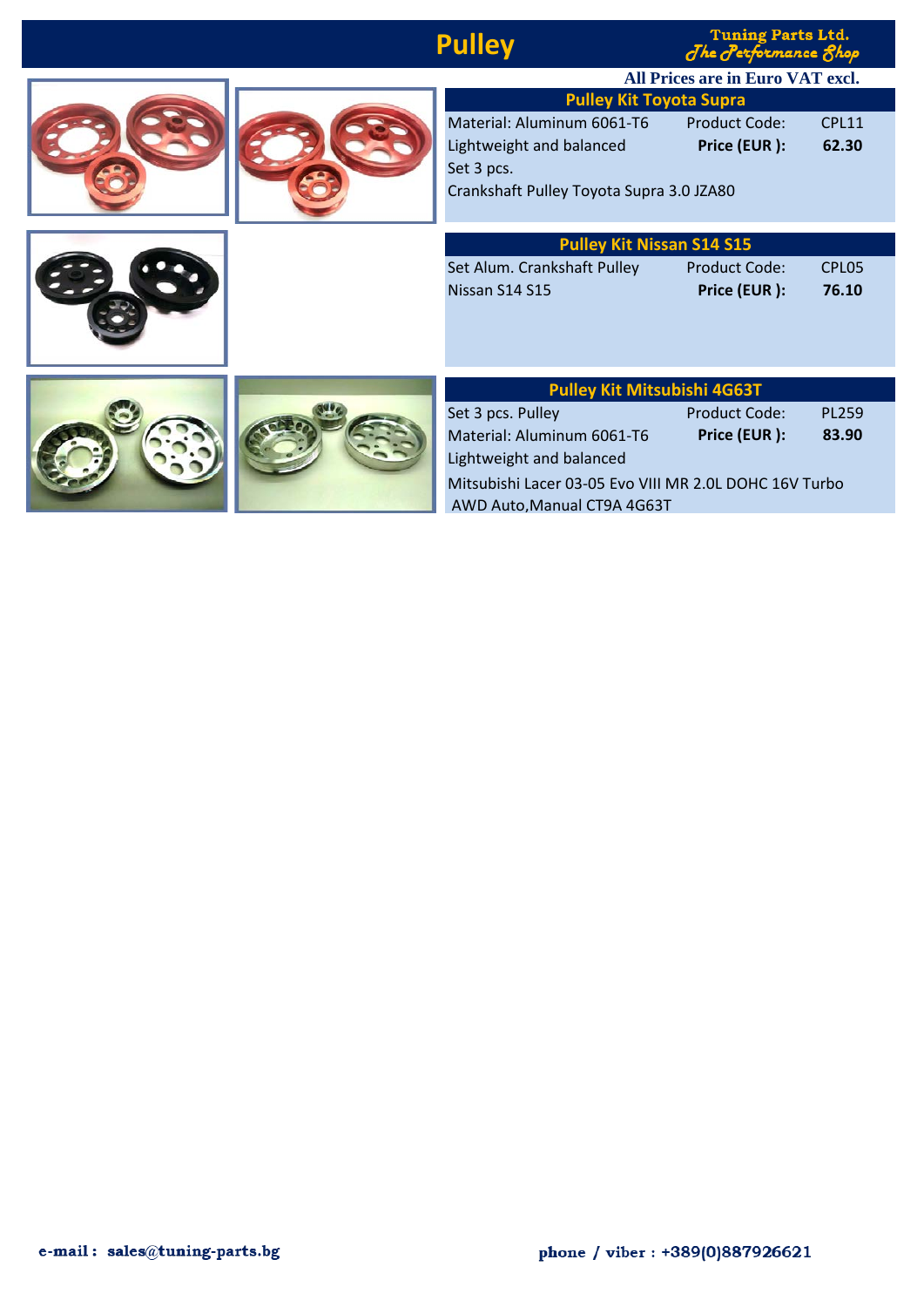# Pulley

Tuning Parts Ltd.
*The Performance Shop*

**All Prices are in Euro VAT excl.**

## Pulley Kit Toyota Supra

| | | |
|---|---|---|
| Material: Aluminum 6061-T6 | Product Code: | CPL11 |
| Lightweight and balanced | **Price (EUR ):** | **62.30** |
| Set 3 pcs. | | |

Crankshaft Pulley Toyota Supra 3.0 JZA80

## Pulley Kit Nissan S14 S15

| | | |
|---|---|---|
| Set Alum. Crankshaft Pulley | Product Code: | CPL05 |
| Nissan S14 S15 | **Price (EUR ):** | **76.10** |

## Pulley Kit Mitsubishi 4G63T

| | | |
|---|---|---|
| Set 3 pcs. Pulley | Product Code: | PL259 |
| Material: Aluminum 6061-T6 | **Price (EUR ):** | **83.90** |
| Lightweight and balanced | | |

Mitsubishi Lacer 03-05 Evo VIII MR 2.0L DOHC 16V Turbo AWD Auto,Manual CT9A 4G63T

**e-mail : sales@tuning-parts.bg**

**phone / viber : +389(0)887926621**